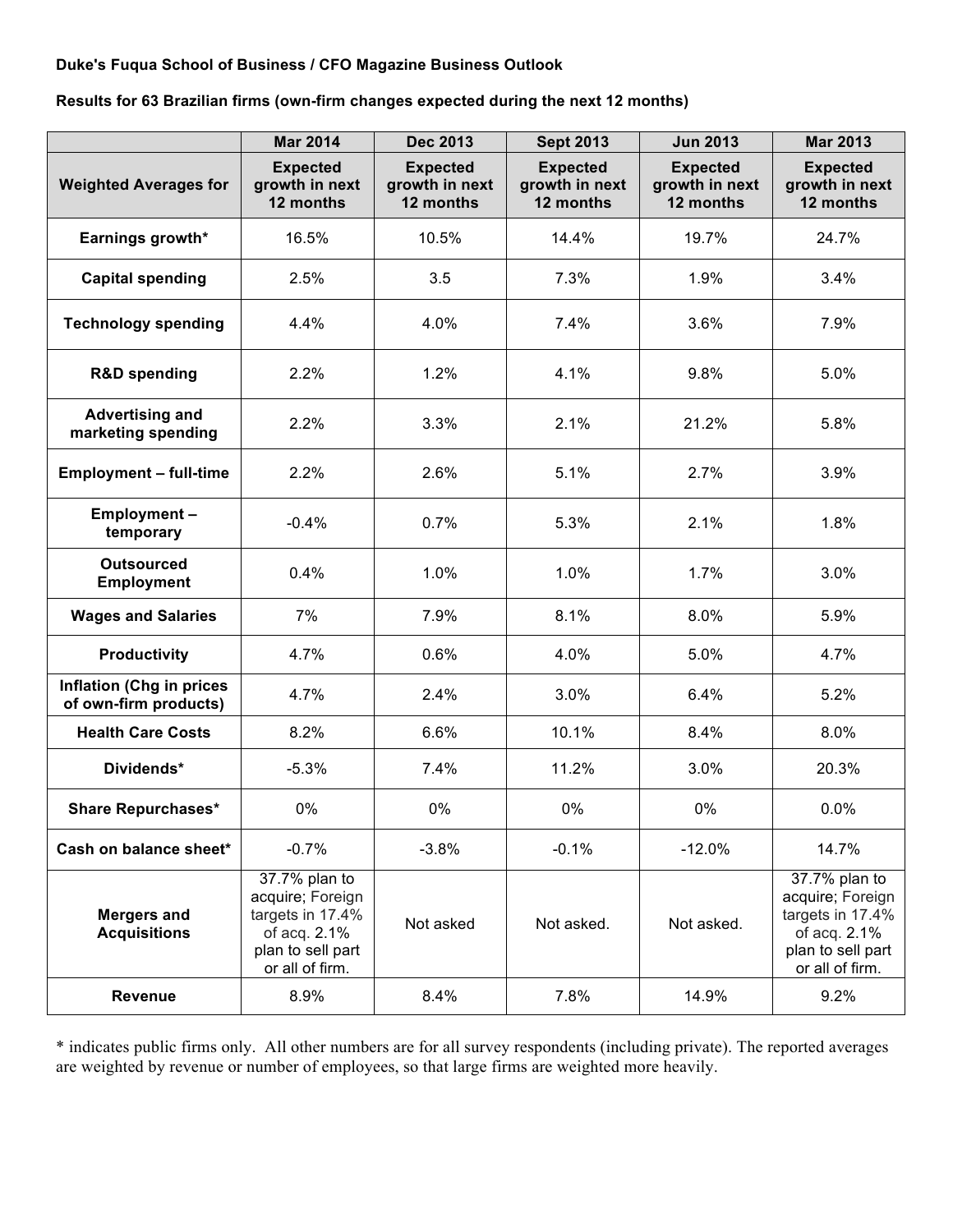**Duke's Fuqua School of Business / CFO Magazine Business Outlook**

**Results for 63 Brazilian firms (own-firm changes expected during the next 12 months)**

| | Mar 2014 | Dec 2013 | Sept 2013 | Jun 2013 | Mar 2013 |
|---|---|---|---|---|---|
| **Weighted Averages for** | **Expected growth in next 12 months** | **Expected growth in next 12 months** | **Expected growth in next 12 months** | **Expected growth in next 12 months** | **Expected growth in next 12 months** |
| **Earnings growth*** | 16.5% | 10.5% | 14.4% | 19.7% | 24.7% |
| **Capital spending** | 2.5% | 3.5 | 7.3% | 1.9% | 3.4% |
| **Technology spending** | 4.4% | 4.0% | 7.4% | 3.6% | 7.9% |
| **R&D spending** | 2.2% | 1.2% | 4.1% | 9.8% | 5.0% |
| **Advertising and marketing spending** | 2.2% | 3.3% | 2.1% | 21.2% | 5.8% |
| **Employment – full-time** | 2.2% | 2.6% | 5.1% | 2.7% | 3.9% |
| **Employment – temporary** | -0.4% | 0.7% | 5.3% | 2.1% | 1.8% |
| **Outsourced Employment** | 0.4% | 1.0% | 1.0% | 1.7% | 3.0% |
| **Wages and Salaries** | 7% | 7.9% | 8.1% | 8.0% | 5.9% |
| **Productivity** | 4.7% | 0.6% | 4.0% | 5.0% | 4.7% |
| **Inflation (Chg in prices of own-firm products)** | 4.7% | 2.4% | 3.0% | 6.4% | 5.2% |
| **Health Care Costs** | 8.2% | 6.6% | 10.1% | 8.4% | 8.0% |
| **Dividends*** | -5.3% | 7.4% | 11.2% | 3.0% | 20.3% |
| **Share Repurchases*** | 0% | 0% | 0% | 0% | 0.0% |
| **Cash on balance sheet*** | -0.7% | -3.8% | -0.1% | -12.0% | 14.7% |
| **Mergers and Acquisitions** | 37.7% plan to acquire; Foreign targets in 17.4% of acq. 2.1% plan to sell part or all of firm. | Not asked | Not asked. | Not asked. | 37.7% plan to acquire; Foreign targets in 17.4% of acq. 2.1% plan to sell part or all of firm. |
| **Revenue** | 8.9% | 8.4% | 7.8% | 14.9% | 9.2% |

* indicates public firms only. All other numbers are for all survey respondents (including private). The reported averages are weighted by revenue or number of employees, so that large firms are weighted more heavily.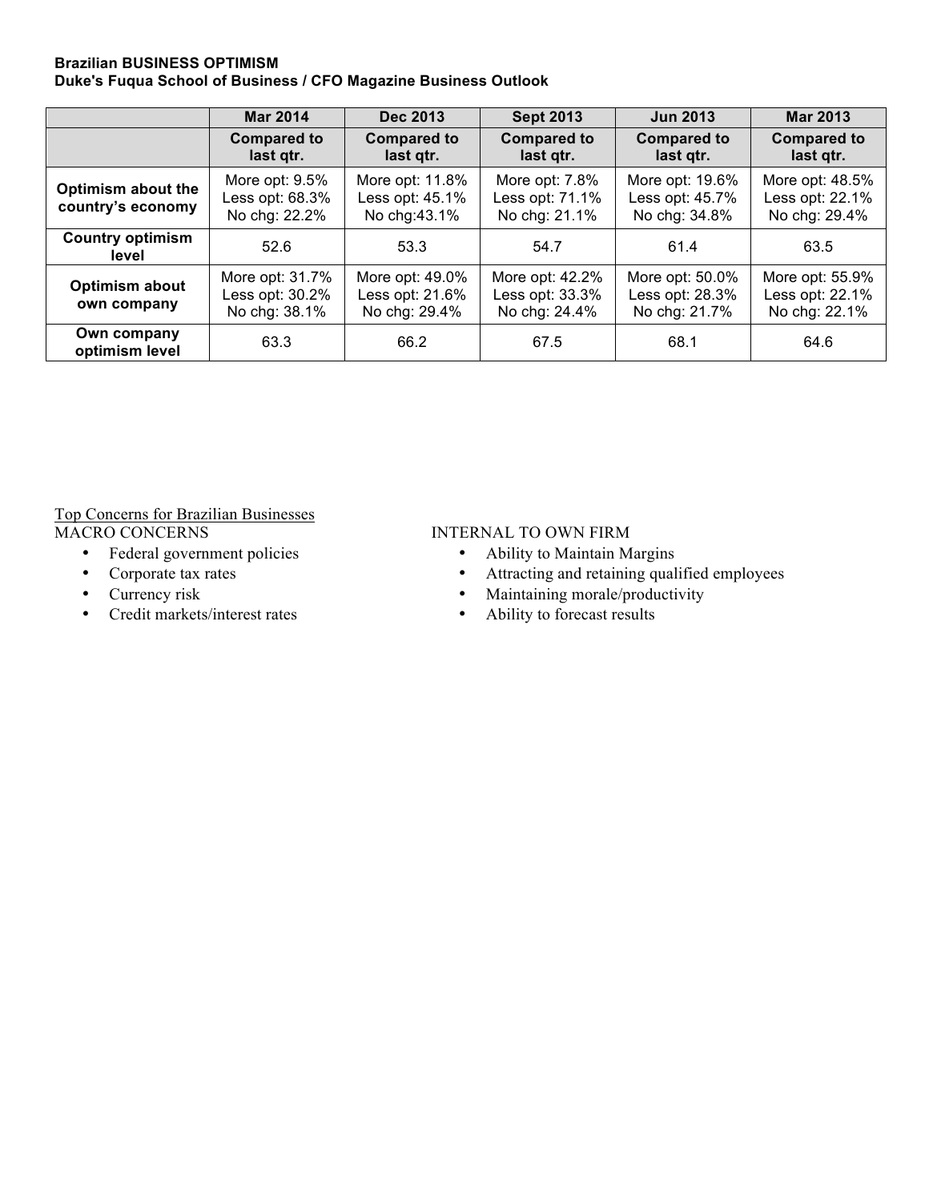**Brazilian BUSINESS OPTIMISM**
**Duke's Fuqua School of Business / CFO Magazine Business Outlook**

| | Mar 2014 | Dec 2013 | Sept 2013 | Jun 2013 | Mar 2013 |
|---|---|---|---|---|---|
| | Compared to last qtr. | Compared to last qtr. | Compared to last qtr. | Compared to last qtr. | Compared to last qtr. |
| **Optimism about the country's economy** | More opt: 9.5%<br>Less opt: 68.3%<br>No chg: 22.2% | More opt: 11.8%<br>Less opt: 45.1%<br>No chg:43.1% | More opt: 7.8%<br>Less opt: 71.1%<br>No chg: 21.1% | More opt: 19.6%<br>Less opt: 45.7%<br>No chg: 34.8% | More opt: 48.5%<br>Less opt: 22.1%<br>No chg: 29.4% |
| **Country optimism level** | 52.6 | 53.3 | 54.7 | 61.4 | 63.5 |
| **Optimism about own company** | More opt: 31.7%<br>Less opt: 30.2%<br>No chg: 38.1% | More opt: 49.0%<br>Less opt: 21.6%<br>No chg: 29.4% | More opt: 42.2%<br>Less opt: 33.3%<br>No chg: 24.4% | More opt: 50.0%<br>Less opt: 28.3%<br>No chg: 21.7% | More opt: 55.9%<br>Less opt: 22.1%<br>No chg: 22.1% |
| **Own company optimism level** | 63.3 | 66.2 | 67.5 | 68.1 | 64.6 |

Top Concerns for Brazilian Businesses

MACRO CONCERNS

- Federal government policies
- Corporate tax rates
- Currency risk
- Credit markets/interest rates

INTERNAL TO OWN FIRM

- Ability to Maintain Margins
- Attracting and retaining qualified employees
- Maintaining morale/productivity
- Ability to forecast results